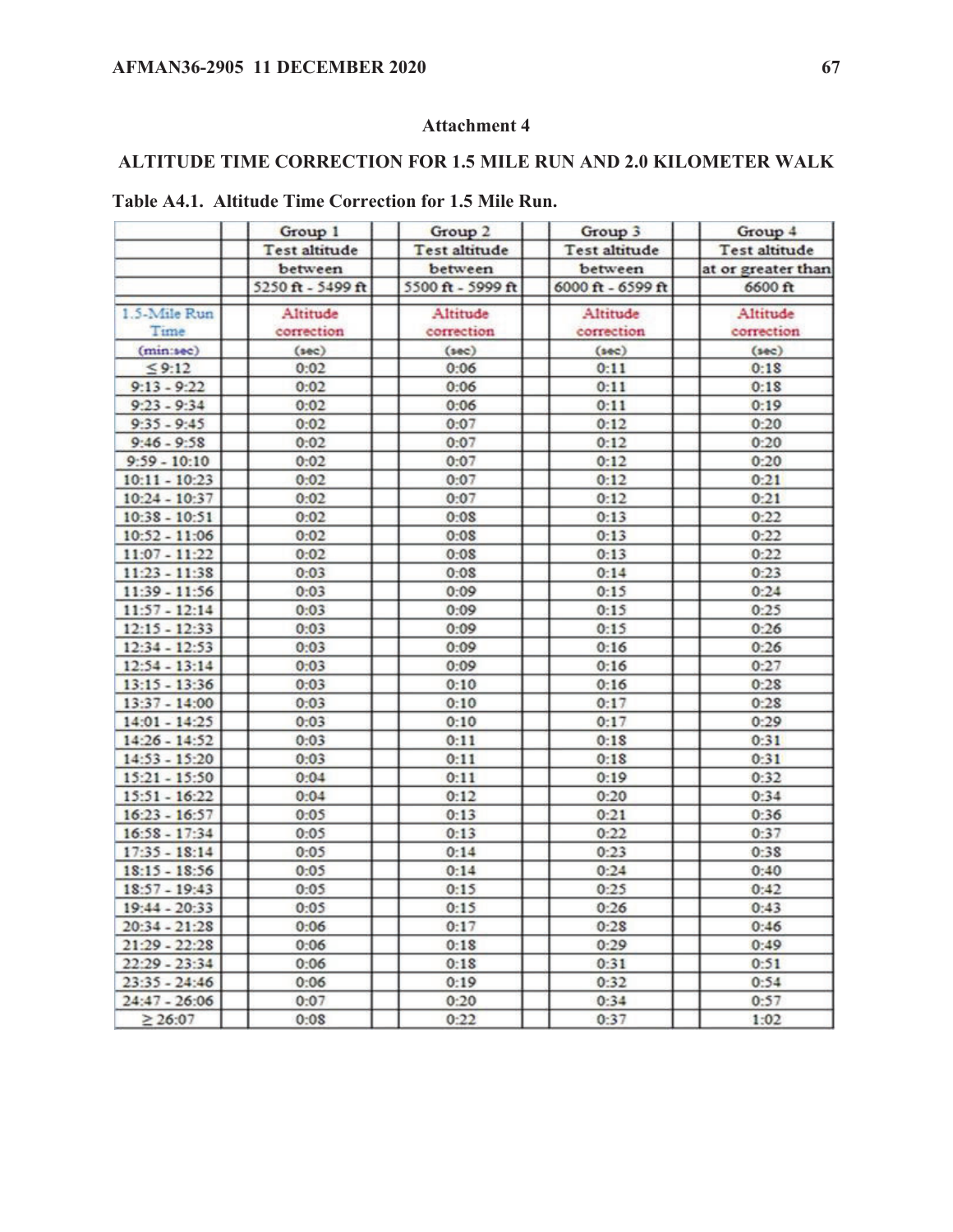## Attachment 4

## ALTITUDE TIME CORRECTION FOR 1.5 MILE RUN AND 2.0 KILOMETER WALK

**Table A4.1. Altitude Time Correction for 1.5 Mile Run.**

| | Group 1 | Group 2 | Group 3 | Group 4 |
|---|---|---|---|---|
| | Test altitude between 5250 ft - 5499 ft | Test altitude between 5500 ft - 5999 ft | Test altitude between 6000 ft - 6599 ft | Test altitude at or greater than 6600 ft |
| 1.5-Mile Run Time (min:sec) | Altitude correction (sec) | Altitude correction (sec) | Altitude correction (sec) | Altitude correction (sec) |
| ≤ 9:12 | 0:02 | 0:06 | 0:11 | 0:18 |
| 9:13 - 9:22 | 0:02 | 0:06 | 0:11 | 0:18 |
| 9:23 - 9:34 | 0:02 | 0:06 | 0:11 | 0:19 |
| 9:35 - 9:45 | 0:02 | 0:07 | 0:12 | 0:20 |
| 9:46 - 9:58 | 0:02 | 0:07 | 0:12 | 0:20 |
| 9:59 - 10:10 | 0:02 | 0:07 | 0:12 | 0:20 |
| 10:11 - 10:23 | 0:02 | 0:07 | 0:12 | 0:21 |
| 10:24 - 10:37 | 0:02 | 0:07 | 0:12 | 0:21 |
| 10:38 - 10:51 | 0:02 | 0:08 | 0:13 | 0:22 |
| 10:52 - 11:06 | 0:02 | 0:08 | 0:13 | 0:22 |
| 11:07 - 11:22 | 0:02 | 0:08 | 0:13 | 0:22 |
| 11:23 - 11:38 | 0:03 | 0:08 | 0:14 | 0:23 |
| 11:39 - 11:56 | 0:03 | 0:09 | 0:15 | 0:24 |
| 11:57 - 12:14 | 0:03 | 0:09 | 0:15 | 0:25 |
| 12:15 - 12:33 | 0:03 | 0:09 | 0:15 | 0:26 |
| 12:34 - 12:53 | 0:03 | 0:09 | 0:16 | 0:26 |
| 12:54 - 13:14 | 0:03 | 0:09 | 0:16 | 0:27 |
| 13:15 - 13:36 | 0:03 | 0:10 | 0:16 | 0:28 |
| 13:37 - 14:00 | 0:03 | 0:10 | 0:17 | 0:28 |
| 14:01 - 14:25 | 0:03 | 0:10 | 0:17 | 0:29 |
| 14:26 - 14:52 | 0:03 | 0:11 | 0:18 | 0:31 |
| 14:53 - 15:20 | 0:03 | 0:11 | 0:18 | 0:31 |
| 15:21 - 15:50 | 0:04 | 0:11 | 0:19 | 0:32 |
| 15:51 - 16:22 | 0:04 | 0:12 | 0:20 | 0:34 |
| 16:23 - 16:57 | 0:05 | 0:13 | 0:21 | 0:36 |
| 16:58 - 17:34 | 0:05 | 0:13 | 0:22 | 0:37 |
| 17:35 - 18:14 | 0:05 | 0:14 | 0:23 | 0:38 |
| 18:15 - 18:56 | 0:05 | 0:14 | 0:24 | 0:40 |
| 18:57 - 19:43 | 0:05 | 0:15 | 0:25 | 0:42 |
| 19:44 - 20:33 | 0:05 | 0:15 | 0:26 | 0:43 |
| 20:34 - 21:28 | 0:06 | 0:17 | 0:28 | 0:46 |
| 21:29 - 22:28 | 0:06 | 0:18 | 0:29 | 0:49 |
| 22:29 - 23:34 | 0:06 | 0:18 | 0:31 | 0:51 |
| 23:35 - 24:46 | 0:06 | 0:19 | 0:32 | 0:54 |
| 24:47 - 26:06 | 0:07 | 0:20 | 0:34 | 0:57 |
| ≥ 26:07 | 0:08 | 0:22 | 0:37 | 1:02 |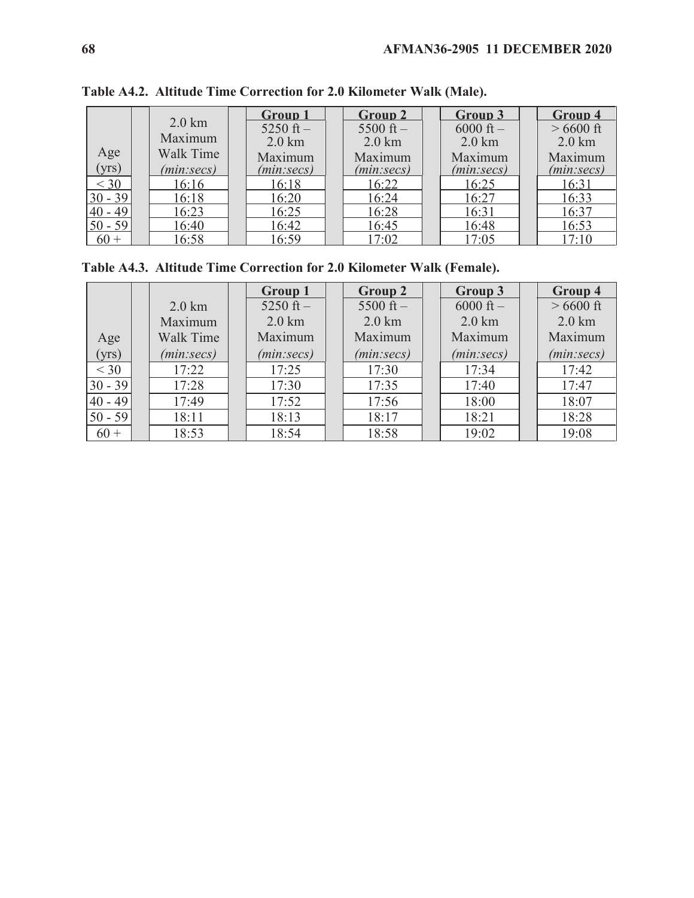**Table A4.2. Altitude Time Correction for 2.0 Kilometer Walk (Male).**

| Age (yrs) | 2.0 km Maximum Walk Time *(min:secs)* | Group 1 5250 ft – 2.0 km Maximum *(min:secs)* | Group 2 5500 ft – 2.0 km Maximum *(min:secs)* | Group 3 6000 ft – 2.0 km Maximum *(min:secs)* | Group 4 > 6600 ft 2.0 km Maximum *(min:secs)* |
|---|---|---|---|---|---|
| < 30 | 16:16 | 16:18 | 16:22 | 16:25 | 16:31 |
| 30 - 39 | 16:18 | 16:20 | 16:24 | 16:27 | 16:33 |
| 40 - 49 | 16:23 | 16:25 | 16:28 | 16:31 | 16:37 |
| 50 - 59 | 16:40 | 16:42 | 16:45 | 16:48 | 16:53 |
| 60 + | 16:58 | 16:59 | 17:02 | 17:05 | 17:10 |

**Table A4.3. Altitude Time Correction for 2.0 Kilometer Walk (Female).**

| Age (yrs) | 2.0 km Maximum Walk Time *(min:secs)* | Group 1 5250 ft – 2.0 km Maximum *(min:secs)* | Group 2 5500 ft – 2.0 km Maximum *(min:secs)* | Group 3 6000 ft – 2.0 km Maximum *(min:secs)* | Group 4 > 6600 ft 2.0 km Maximum *(min:secs)* |
|---|---|---|---|---|---|
| < 30 | 17:22 | 17:25 | 17:30 | 17:34 | 17:42 |
| 30 - 39 | 17:28 | 17:30 | 17:35 | 17:40 | 17:47 |
| 40 - 49 | 17:49 | 17:52 | 17:56 | 18:00 | 18:07 |
| 50 - 59 | 18:11 | 18:13 | 18:17 | 18:21 | 18:28 |
| 60 + | 18:53 | 18:54 | 18:58 | 19:02 | 19:08 |